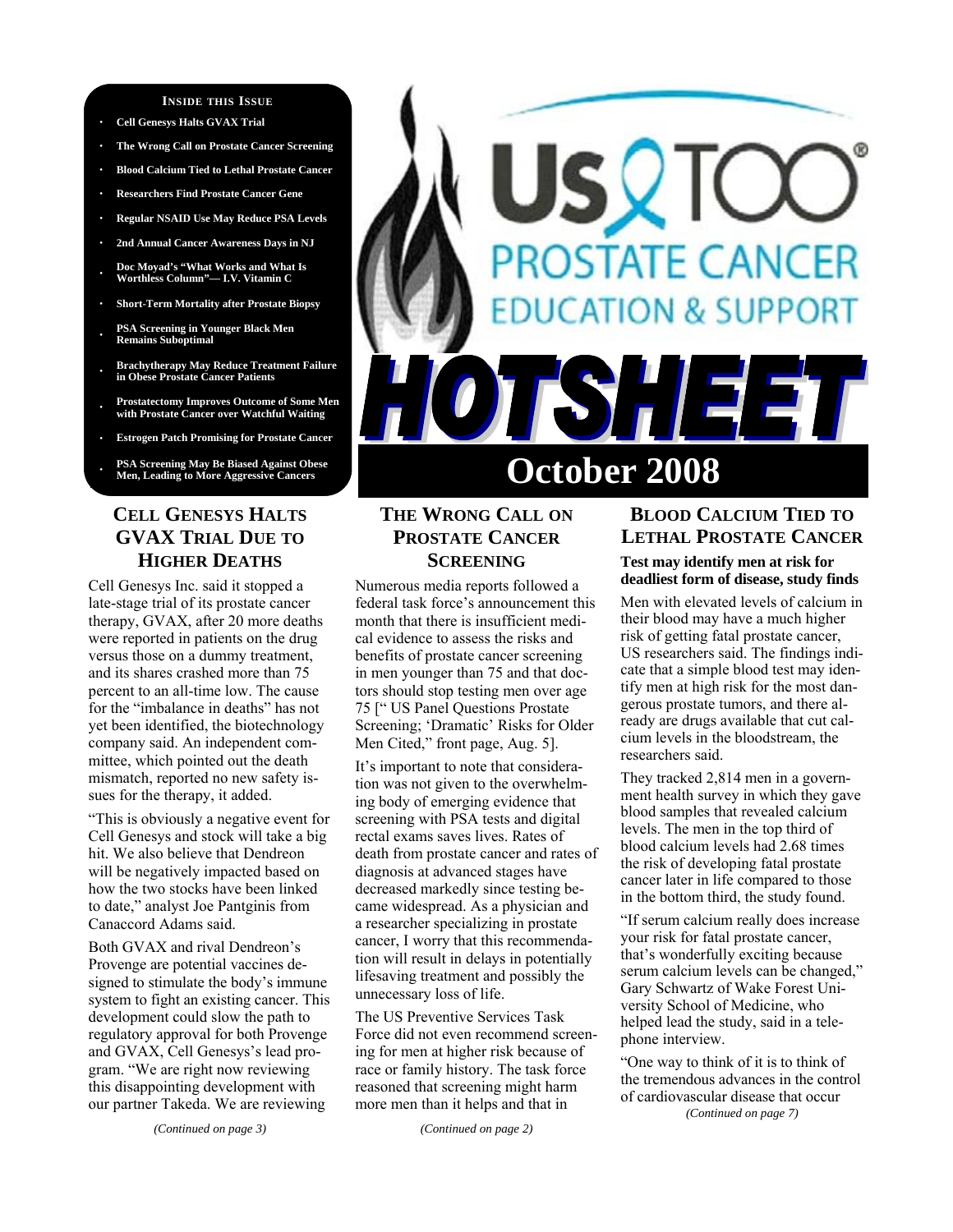**INSIDE THIS ISSUE**

- Cell Genesys Halts GVAX Trial
- The Wrong Call on Prostate Cancer Screening
- Blood Calcium Tied to Lethal Prostate Cancer
- Researchers Find Prostate Cancer Gene
- Regular NSAID Use May Reduce PSA Levels
- 2nd Annual Cancer Awareness Days in NJ
- Doc Moyad's "What Works and What Is Worthless Column"— I.V. Vitamin C
- Short-Term Mortality after Prostate Biopsy
- PSA Screening in Younger Black Men Remains Suboptimal
- Brachytherapy May Reduce Treatment Failure in Obese Prostate Cancer Patients
- Prostatectomy Improves Outcome of Some Men with Prostate Cancer over Watchful Waiting
- Estrogen Patch Promising for Prostate Cancer
- PSA Screening May Be Biased Against Obese Men, Leading to More Aggressive Cancers

# Us TOO® PROSTATE CANCER EDUCATION & SUPPORT

# HOTSHEET

## October 2008

## CELL GENESYS HALTS GVAX TRIAL DUE TO HIGHER DEATHS

Cell Genesys Inc. said it stopped a late-stage trial of its prostate cancer therapy, GVAX, after 20 more deaths were reported in patients on the drug versus those on a dummy treatment, and its shares crashed more than 75 percent to an all-time low. The cause for the "imbalance in deaths" has not yet been identified, the biotechnology company said. An independent committee, which pointed out the death mismatch, reported no new safety issues for the therapy, it added.

"This is obviously a negative event for Cell Genesys and stock will take a big hit. We also believe that Dendreon will be negatively impacted based on how the two stocks have been linked to date," analyst Joe Pantginis from Canaccord Adams said.

Both GVAX and rival Dendreon's Provenge are potential vaccines designed to stimulate the body's immune system to fight an existing cancer. This development could slow the path to regulatory approval for both Provenge and GVAX, Cell Genesys's lead program. "We are right now reviewing this disappointing development with our partner Takeda. We are reviewing

*(Continued on page 3)*

## THE WRONG CALL ON PROSTATE CANCER SCREENING

Numerous media reports followed a federal task force's announcement this month that there is insufficient medical evidence to assess the risks and benefits of prostate cancer screening in men younger than 75 and that doctors should stop testing men over age 75 [" US Panel Questions Prostate Screening; 'Dramatic' Risks for Older Men Cited," front page, Aug. 5].

It's important to note that consideration was not given to the overwhelming body of emerging evidence that screening with PSA tests and digital rectal exams saves lives. Rates of death from prostate cancer and rates of diagnosis at advanced stages have decreased markedly since testing became widespread. As a physician and a researcher specializing in prostate cancer, I worry that this recommendation will result in delays in potentially lifesaving treatment and possibly the unnecessary loss of life.

The US Preventive Services Task Force did not even recommend screening for men at higher risk because of race or family history. The task force reasoned that screening might harm more men than it helps and that in

*(Continued on page 2)*

## BLOOD CALCIUM TIED TO LETHAL PROSTATE CANCER

**Test may identify men at risk for deadliest form of disease, study finds**

Men with elevated levels of calcium in their blood may have a much higher risk of getting fatal prostate cancer, US researchers said. The findings indicate that a simple blood test may identify men at high risk for the most dangerous prostate tumors, and there already are drugs available that cut calcium levels in the bloodstream, the researchers said.

They tracked 2,814 men in a government health survey in which they gave blood samples that revealed calcium levels. The men in the top third of blood calcium levels had 2.68 times the risk of developing fatal prostate cancer later in life compared to those in the bottom third, the study found.

"If serum calcium really does increase your risk for fatal prostate cancer, that's wonderfully exciting because serum calcium levels can be changed," Gary Schwartz of Wake Forest University School of Medicine, who helped lead the study, said in a telephone interview.

"One way to think of it is to think of the tremendous advances in the control of cardiovascular disease that occur

*(Continued on page 7)*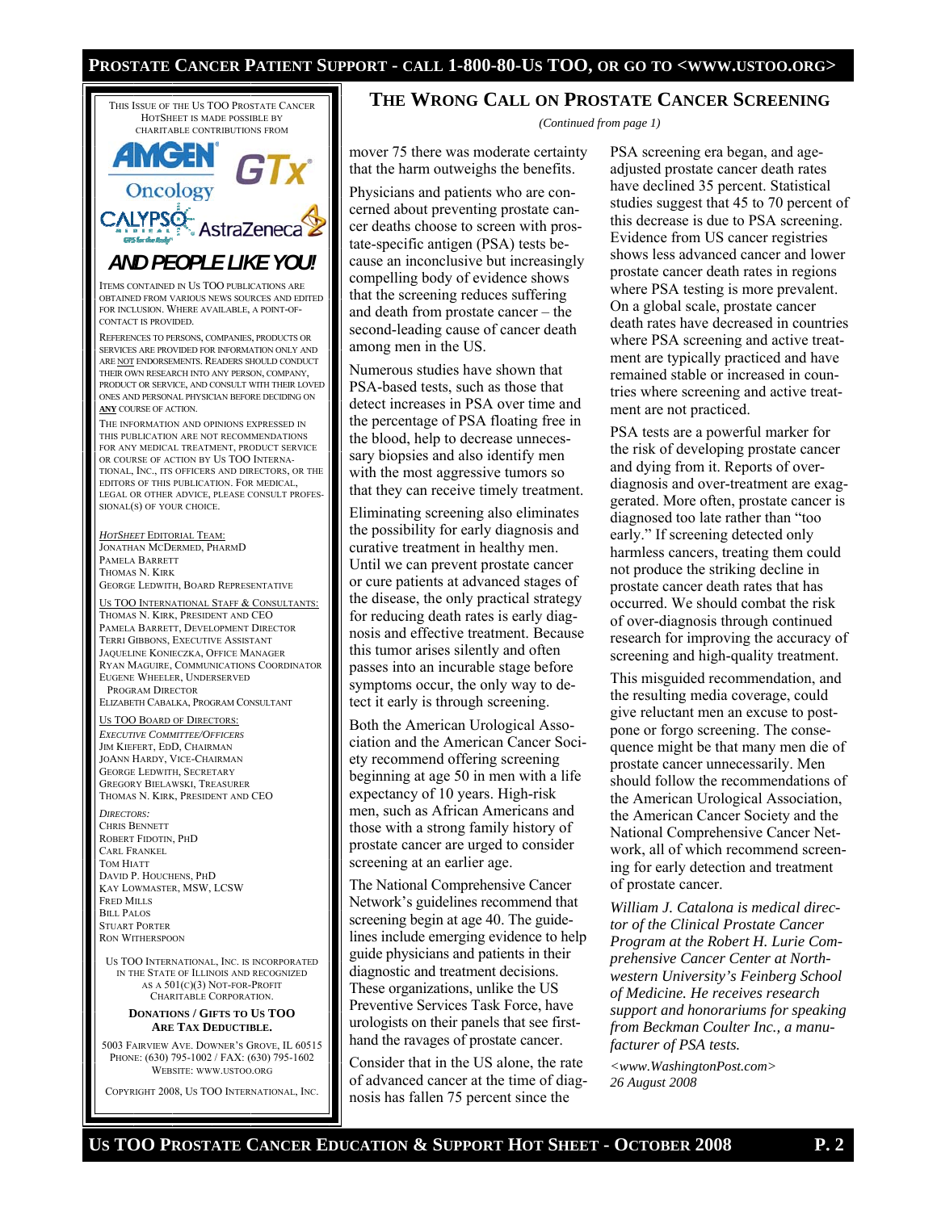THIS ISSUE OF THE US TOO PROSTATE CANCER HOTSHEET IS MADE POSSIBLE BY CHARITABLE CONTRIBUTIONS FROM

AMGEN Oncology, GTx, CALYPSO MEDICAL, AstraZeneca

**AND PEOPLE LIKE YOU!**

ITEMS CONTAINED IN US TOO PUBLICATIONS ARE OBTAINED FROM VARIOUS NEWS SOURCES AND EDITED FOR INCLUSION. WHERE AVAILABLE, A POINT-OF-CONTACT IS PROVIDED.

REFERENCES TO PERSONS, COMPANIES, PRODUCTS OR SERVICES ARE PROVIDED FOR INFORMATION ONLY AND ARE NOT ENDORSEMENTS. READERS SHOULD CONDUCT THEIR OWN RESEARCH INTO ANY PERSON, COMPANY, PRODUCT OR SERVICE, AND CONSULT WITH THEIR LOVED ONES AND PERSONAL PHYSICIAN BEFORE DECIDING ON **ANY** COURSE OF ACTION.

THE INFORMATION AND OPINIONS EXPRESSED IN THIS PUBLICATION ARE NOT RECOMMENDATIONS FOR ANY MEDICAL TREATMENT, PRODUCT SERVICE OR COURSE OF ACTION BY US TOO INTERNATIONAL, INC., ITS OFFICERS AND DIRECTORS, OR THE EDITORS OF THIS PUBLICATION. FOR MEDICAL, LEGAL OR OTHER ADVICE, PLEASE CONSULT PROFESSIONAL(S) OF YOUR CHOICE.

*HOTSHEET* EDITORIAL TEAM:
JONATHAN MCDERMED, PHARMD
PAMELA BARRETT
THOMAS N. KIRK
GEORGE LEDWITH, BOARD REPRESENTATIVE

US TOO INTERNATIONAL STAFF & CONSULTANTS:
THOMAS N. KIRK, PRESIDENT AND CEO
PAMELA BARRETT, DEVELOPMENT DIRECTOR
TERRI GIBBONS, EXECUTIVE ASSISTANT
JAQUELINE KONIECZKA, OFFICE MANAGER
RYAN MAGUIRE, COMMUNICATIONS COORDINATOR
EUGENE WHEELER, UNDERSERVED PROGRAM DIRECTOR
ELIZABETH CABALKA, PROGRAM CONSULTANT

US TOO BOARD OF DIRECTORS:
*EXECUTIVE COMMITTEE/OFFICERS*
JIM KIEFERT, EDD, CHAIRMAN
JOANN HARDY, VICE-CHAIRMAN
GEORGE LEDWITH, SECRETARY
GREGORY BIELAWSKI, TREASURER
THOMAS N. KIRK, PRESIDENT AND CEO

*DIRECTORS:*
CHRIS BENNETT
ROBERT FIDOTIN, PHD
CARL FRANKEL
TOM HIATT
DAVID P. HOUCHENS, PHD
KAY LOWMASTER, MSW, LCSW
FRED MILLS
BILL PALOS
STUART PORTER
RON WITHERSPOON

US TOO INTERNATIONAL, INC. IS INCORPORATED IN THE STATE OF ILLINOIS AND RECOGNIZED AS A 501(C)(3) NOT-FOR-PROFIT CHARITABLE CORPORATION.

**DONATIONS / GIFTS TO US TOO ARE TAX DEDUCTIBLE.**

5003 FAIRVIEW AVE. DOWNER'S GROVE, IL 60515
PHONE: (630) 795-1002 / FAX: (630) 795-1602
WEBSITE: WWW.USTOO.ORG

COPYRIGHT 2008, US TOO INTERNATIONAL, INC.

## THE WRONG CALL ON PROSTATE CANCER SCREENING

*(Continued from page 1)*

mover 75 there was moderate certainty that the harm outweighs the benefits.

Physicians and patients who are concerned about preventing prostate cancer deaths choose to screen with prostate-specific antigen (PSA) tests because an inconclusive but increasingly compelling body of evidence shows that the screening reduces suffering and death from prostate cancer – the second-leading cause of cancer death among men in the US.

Numerous studies have shown that PSA-based tests, such as those that detect increases in PSA over time and the percentage of PSA floating free in the blood, help to decrease unnecessary biopsies and also identify men with the most aggressive tumors so that they can receive timely treatment.

Eliminating screening also eliminates the possibility for early diagnosis and curative treatment in healthy men. Until we can prevent prostate cancer or cure patients at advanced stages of the disease, the only practical strategy for reducing death rates is early diagnosis and effective treatment. Because this tumor arises silently and often passes into an incurable stage before symptoms occur, the only way to detect it early is through screening.

Both the American Urological Association and the American Cancer Society recommend offering screening beginning at age 50 in men with a life expectancy of 10 years. High-risk men, such as African Americans and those with a strong family history of prostate cancer are urged to consider screening at an earlier age.

The National Comprehensive Cancer Network's guidelines recommend that screening begin at age 40. The guidelines include emerging evidence to help guide physicians and patients in their diagnostic and treatment decisions. These organizations, unlike the US Preventive Services Task Force, have urologists on their panels that see first-hand the ravages of prostate cancer.

Consider that in the US alone, the rate of advanced cancer at the time of diagnosis has fallen 75 percent since the PSA screening era began, and age-adjusted prostate cancer death rates have declined 35 percent. Statistical studies suggest that 45 to 70 percent of this decrease is due to PSA screening. Evidence from US cancer registries shows less advanced cancer and lower prostate cancer death rates in regions where PSA testing is more prevalent. On a global scale, prostate cancer death rates have decreased in countries where PSA screening and active treatment are typically practiced and have remained stable or increased in countries where screening and active treatment are not practiced.

PSA tests are a powerful marker for the risk of developing prostate cancer and dying from it. Reports of over-diagnosis and over-treatment are exaggerated. More often, prostate cancer is diagnosed too late rather than "too early." If screening detected only harmless cancers, treating them could not produce the striking decline in prostate cancer death rates that has occurred. We should combat the risk of over-diagnosis through continued research for improving the accuracy of screening and high-quality treatment.

This misguided recommendation, and the resulting media coverage, could give reluctant men an excuse to postpone or forgo screening. The consequence might be that many men die of prostate cancer unnecessarily. Men should follow the recommendations of the American Urological Association, the American Cancer Society and the National Comprehensive Cancer Network, all of which recommend screening for early detection and treatment of prostate cancer.

*William J. Catalona is medical director of the Clinical Prostate Cancer Program at the Robert H. Lurie Comprehensive Cancer Center at Northwestern University's Feinberg School of Medicine. He receives research support and honorariums for speaking from Beckman Coulter Inc., a manufacturer of PSA tests.*

*<www.WashingtonPost.com>*
*26 August 2008*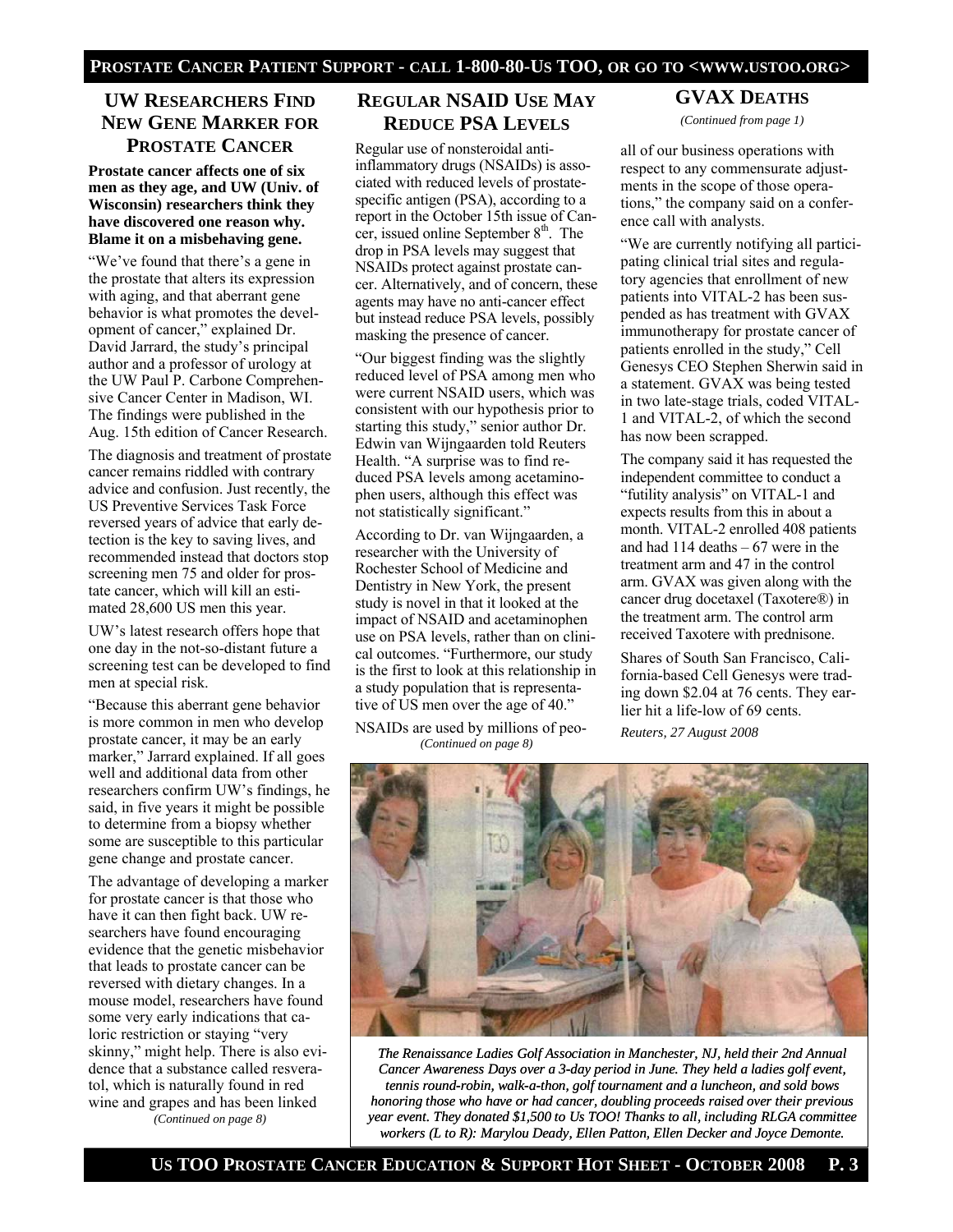## UW Researchers Find New Gene Marker for Prostate Cancer

**Prostate cancer affects one of six men as they age, and UW (Univ. of Wisconsin) researchers think they have discovered one reason why. Blame it on a misbehaving gene.**

"We've found that there's a gene in the prostate that alters its expression with aging, and that aberrant gene behavior is what promotes the development of cancer," explained Dr. David Jarrard, the study's principal author and a professor of urology at the UW Paul P. Carbone Comprehensive Cancer Center in Madison, WI. The findings were published in the Aug. 15th edition of Cancer Research.

The diagnosis and treatment of prostate cancer remains riddled with contrary advice and confusion. Just recently, the US Preventive Services Task Force reversed years of advice that early detection is the key to saving lives, and recommended instead that doctors stop screening men 75 and older for prostate cancer, which will kill an estimated 28,600 US men this year.

UW's latest research offers hope that one day in the not-so-distant future a screening test can be developed to find men at special risk.

"Because this aberrant gene behavior is more common in men who develop prostate cancer, it may be an early marker," Jarrard explained. If all goes well and additional data from other researchers confirm UW's findings, he said, in five years it might be possible to determine from a biopsy whether some are susceptible to this particular gene change and prostate cancer.

The advantage of developing a marker for prostate cancer is that those who have it can then fight back. UW researchers have found encouraging evidence that the genetic misbehavior that leads to prostate cancer can be reversed with dietary changes. In a mouse model, researchers have found some very early indications that caloric restriction or staying "very skinny," might help. There is also evidence that a substance called resveratol, which is naturally found in red wine and grapes and has been linked

*(Continued on page 8)*

## Regular NSAID Use May Reduce PSA Levels

Regular use of nonsteroidal anti-inflammatory drugs (NSAIDs) is associated with reduced levels of prostate-specific antigen (PSA), according to a report in the October 15th issue of Cancer, issued online September 8th. The drop in PSA levels may suggest that NSAIDs protect against prostate cancer. Alternatively, and of concern, these agents may have no anti-cancer effect but instead reduce PSA levels, possibly masking the presence of cancer.

"Our biggest finding was the slightly reduced level of PSA among men who were current NSAID users, which was consistent with our hypothesis prior to starting this study," senior author Dr. Edwin van Wijngaarden told Reuters Health. "A surprise was to find reduced PSA levels among acetaminophen users, although this effect was not statistically significant."

According to Dr. van Wijngaarden, a researcher with the University of Rochester School of Medicine and Dentistry in New York, the present study is novel in that it looked at the impact of NSAID and acetaminophen use on PSA levels, rather than on clinical outcomes. "Furthermore, our study is the first to look at this relationship in a study population that is representative of US men over the age of 40."

NSAIDs are used by millions of peo-

*(Continued on page 8)*

## GVAX Deaths

*(Continued from page 1)*

all of our business operations with respect to any commensurate adjustments in the scope of those operations," the company said on a conference call with analysts.

"We are currently notifying all participating clinical trial sites and regulatory agencies that enrollment of new patients into VITAL-2 has been suspended as has treatment with GVAX immunotherapy for prostate cancer of patients enrolled in the study," Cell Genesys CEO Stephen Sherwin said in a statement. GVAX was being tested in two late-stage trials, coded VITAL-1 and VITAL-2, of which the second has now been scrapped.

The company said it has requested the independent committee to conduct a "futility analysis" on VITAL-1 and expects results from this in about a month. VITAL-2 enrolled 408 patients and had 114 deaths – 67 were in the treatment arm and 47 in the control arm. GVAX was given along with the cancer drug docetaxel (Taxotere®) in the treatment arm. The control arm received Taxotere with prednisone.

Shares of South San Francisco, California-based Cell Genesys were trading down $2.04 at 76 cents. They earlier hit a life-low of 69 cents.

*Reuters, 27 August 2008*

*The Renaissance Ladies Golf Association in Manchester, NJ, held their 2nd Annual Cancer Awareness Days over a 3-day period in June. They held a ladies golf event, tennis round-robin, walk-a-thon, golf tournament and a luncheon, and sold bows honoring those who have or had cancer, doubling proceeds raised over their previous year event. They donated $1,500 to Us TOO! Thanks to all, including RLGA committee workers (L to R): Marylou Deady, Ellen Patton, Ellen Decker and Joyce Demonte.*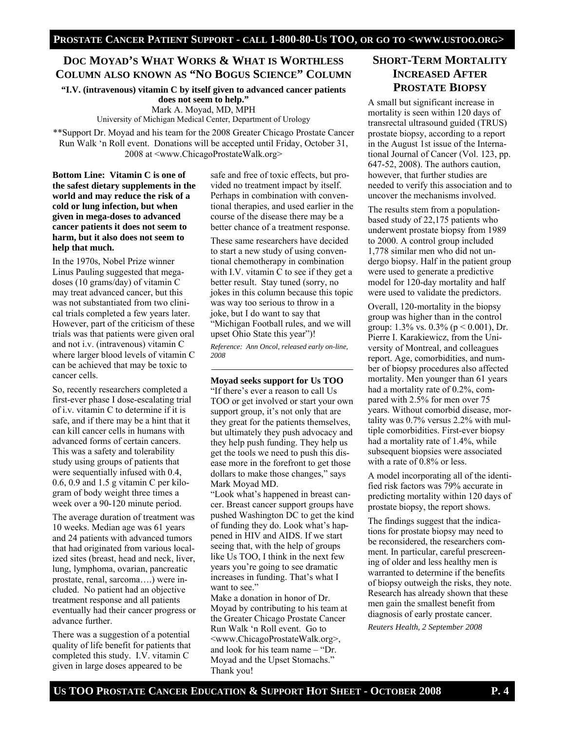## Doc Moyad's What Works & What is Worthless Column also known as "No Bogus Science" Column

**"I.V. (intravenous) vitamin C by itself given to advanced cancer patients does not seem to help."**

Mark A. Moyad, MD, MPH
University of Michigan Medical Center, Department of Urology

**Support Dr. Moyad and his team for the 2008 Greater Chicago Prostate Cancer Run Walk 'n Roll event. Donations will be accepted until Friday, October 31, 2008 at <www.ChicagoProstateWalk.org>

**Bottom Line: Vitamin C is one of the safest dietary supplements in the world and may reduce the risk of a cold or lung infection, but when given in mega-doses to advanced cancer patients it does not seem to harm, but it also does not seem to help that much.**

In the 1970s, Nobel Prize winner Linus Pauling suggested that mega-doses (10 grams/day) of vitamin C may treat advanced cancer, but this was not substantiated from two clinical trials completed a few years later. However, part of the criticism of these trials was that patients were given oral and not i.v. (intravenous) vitamin C where larger blood levels of vitamin C can be achieved that may be toxic to cancer cells.

So, recently researchers completed a first-ever phase I dose-escalating trial of i.v. vitamin C to determine if it is safe, and if there may be a hint that it can kill cancer cells in humans with advanced forms of certain cancers. This was a safety and tolerability study using groups of patients that were sequentially infused with 0.4, 0.6, 0.9 and 1.5 g vitamin C per kilogram of body weight three times a week over a 90-120 minute period.

The average duration of treatment was 10 weeks. Median age was 61 years and 24 patients with advanced tumors that had originated from various localized sites (breast, head and neck, liver, lung, lymphoma, ovarian, pancreatic prostate, renal, sarcoma….) were included. No patient had an objective treatment response and all patients eventually had their cancer progress or advance further.

There was a suggestion of a potential quality of life benefit for patients that completed this study. I.V. vitamin C given in large doses appeared to be safe and free of toxic effects, but provided no treatment impact by itself. Perhaps in combination with conventional therapies, and used earlier in the course of the disease there may be a better chance of a treatment response.

These same researchers have decided to start a new study of using conventional chemotherapy in combination with I.V. vitamin C to see if they get a better result. Stay tuned (sorry, no jokes in this column because this topic was way too serious to throw in a joke, but I do want to say that "Michigan Football rules, and we will upset Ohio State this year")!

*Reference: Ann Oncol, released early on-line, 2008*

**Moyad seeks support for Us TOO**

"If there's ever a reason to call Us TOO or get involved or start your own support group, it's not only that are they great for the patients themselves, but ultimately they push advocacy and they help push funding. They help us get the tools we need to push this disease more in the forefront to get those dollars to make those changes," says Mark Moyad MD.

"Look what's happened in breast cancer. Breast cancer support groups have pushed Washington DC to get the kind of funding they do. Look what's happened in HIV and AIDS. If we start seeing that, with the help of groups like Us TOO, I think in the next few years you're going to see dramatic increases in funding. That's what I want to see."

Make a donation in honor of Dr. Moyad by contributing to his team at the Greater Chicago Prostate Cancer Run Walk 'n Roll event. Go to <www.ChicagoProstateWalk.org>, and look for his team name – "Dr. Moyad and the Upset Stomachs." Thank you!

## Short-Term Mortality Increased After Prostate Biopsy

A small but significant increase in mortality is seen within 120 days of transrectal ultrasound guided (TRUS) prostate biopsy, according to a report in the August 1st issue of the International Journal of Cancer (Vol. 123, pp. 647-52, 2008). The authors caution, however, that further studies are needed to verify this association and to uncover the mechanisms involved.

The results stem from a population-based study of 22,175 patients who underwent prostate biopsy from 1989 to 2000. A control group included 1,778 similar men who did not undergo biopsy. Half in the patient group were used to generate a predictive model for 120-day mortality and half were used to validate the predictors.

Overall, 120-mortality in the biopsy group was higher than in the control group: 1.3% vs. 0.3% ($p < 0.001$), Dr. Pierre I. Karakiewicz, from the University of Montreal, and colleagues report. Age, comorbidities, and number of biopsy procedures also affected mortality. Men younger than 61 years had a mortality rate of 0.2%, compared with 2.5% for men over 75 years. Without comorbid disease, mortality was 0.7% versus 2.2% with multiple comorbidities. First-ever biopsy had a mortality rate of 1.4%, while subsequent biopsies were associated with a rate of 0.8% or less.

A model incorporating all of the identified risk factors was 79% accurate in predicting mortality within 120 days of prostate biopsy, the report shows.

The findings suggest that the indications for prostate biopsy may need to be reconsidered, the researchers comment. In particular, careful prescreening of older and less healthy men is warranted to determine if the benefits of biopsy outweigh the risks, they note. Research has already shown that these men gain the smallest benefit from diagnosis of early prostate cancer.

*Reuters Health, 2 September 2008*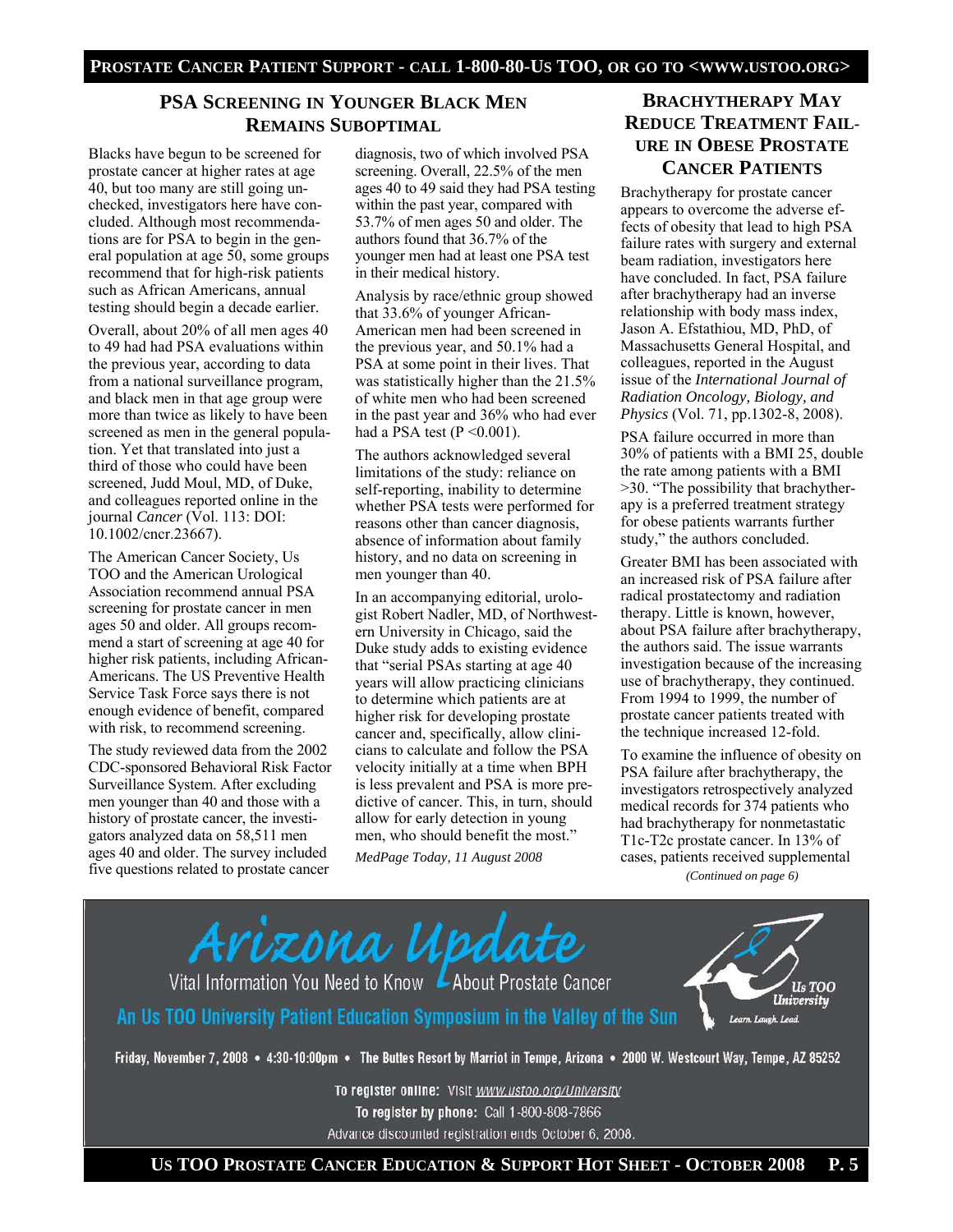## PSA Screening in Younger Black Men Remains Suboptimal

Blacks have begun to be screened for prostate cancer at higher rates at age 40, but too many are still going unchecked, investigators here have concluded. Although most recommendations are for PSA to begin in the general population at age 50, some groups recommend that for high-risk patients such as African Americans, annual testing should begin a decade earlier.

Overall, about 20% of all men ages 40 to 49 had had PSA evaluations within the previous year, according to data from a national surveillance program, and black men in that age group were more than twice as likely to have been screened as men in the general population. Yet that translated into just a third of those who could have been screened, Judd Moul, MD, of Duke, and colleagues reported online in the journal *Cancer* (Vol. 113: DOI: 10.1002/cncr.23667).

The American Cancer Society, Us TOO and the American Urological Association recommend annual PSA screening for prostate cancer in men ages 50 and older. All groups recommend a start of screening at age 40 for higher risk patients, including African-Americans. The US Preventive Health Service Task Force says there is not enough evidence of benefit, compared with risk, to recommend screening.

The study reviewed data from the 2002 CDC-sponsored Behavioral Risk Factor Surveillance System. After excluding men younger than 40 and those with a history of prostate cancer, the investigators analyzed data on 58,511 men ages 40 and older. The survey included five questions related to prostate cancer diagnosis, two of which involved PSA screening. Overall, 22.5% of the men ages 40 to 49 said they had PSA testing within the past year, compared with 53.7% of men ages 50 and older. The authors found that 36.7% of the younger men had at least one PSA test in their medical history.

Analysis by race/ethnic group showed that 33.6% of younger African-American men had been screened in the previous year, and 50.1% had a PSA at some point in their lives. That was statistically higher than the 21.5% of white men who had been screened in the past year and 36% who had ever had a PSA test ($P < 0.001$).

The authors acknowledged several limitations of the study: reliance on self-reporting, inability to determine whether PSA tests were performed for reasons other than cancer diagnosis, absence of information about family history, and no data on screening in men younger than 40.

In an accompanying editorial, urologist Robert Nadler, MD, of Northwestern University in Chicago, said the Duke study adds to existing evidence that "serial PSAs starting at age 40 years will allow practicing clinicians to determine which patients are at higher risk for developing prostate cancer and, specifically, allow clinicians to calculate and follow the PSA velocity initially at a time when BPH is less prevalent and PSA is more predictive of cancer. This, in turn, should allow for early detection in young men, who should benefit the most."

*MedPage Today, 11 August 2008*

## Brachytherapy May Reduce Treatment Failure in Obese Prostate Cancer Patients

Brachytherapy for prostate cancer appears to overcome the adverse effects of obesity that lead to high PSA failure rates with surgery and external beam radiation, investigators here have concluded. In fact, PSA failure after brachytherapy had an inverse relationship with body mass index, Jason A. Efstathiou, MD, PhD, of Massachusetts General Hospital, and colleagues, reported in the August issue of the *International Journal of Radiation Oncology, Biology, and Physics* (Vol. 71, pp.1302-8, 2008).

PSA failure occurred in more than 30% of patients with a BMI 25, double the rate among patients with a BMI >30. "The possibility that brachytherapy is a preferred treatment strategy for obese patients warrants further study," the authors concluded.

Greater BMI has been associated with an increased risk of PSA failure after radical prostatectomy and radiation therapy. Little is known, however, about PSA failure after brachytherapy, the authors said. The issue warrants investigation because of the increasing use of brachytherapy, they continued. From 1994 to 1999, the number of prostate cancer patients treated with the technique increased 12-fold.

To examine the influence of obesity on PSA failure after brachytherapy, the investigators retrospectively analyzed medical records for 374 patients who had brachytherapy for nonmetastatic T1c-T2c prostate cancer. In 13% of cases, patients received supplemental

*(Continued on page 6)*

---

**Arizona Update**

Vital Information You Need to Know About Prostate Cancer

**An Us TOO University Patient Education Symposium in the Valley of the Sun**

Us TOO University — Learn. Laugh. Lead.

Friday, November 7, 2008 • 4:30-10:00pm • The Buttes Resort by Marriot in Tempe, Arizona • 2000 W. Westcourt Way, Tempe, AZ 85252

**To register online:** Visit www.ustoo.org/University

**To register by phone:** Call 1-800-808-7866

Advance discounted registration ends October 6, 2008.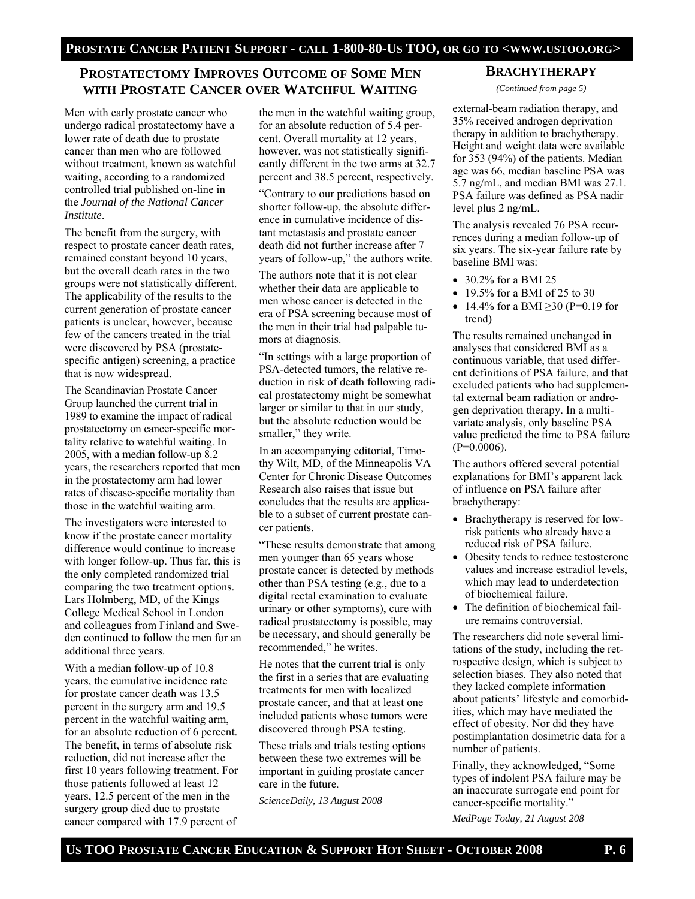## Prostatectomy Improves Outcome of Some Men with Prostate Cancer over Watchful Waiting

Men with early prostate cancer who undergo radical prostatectomy have a lower rate of death due to prostate cancer than men who are followed without treatment, known as watchful waiting, according to a randomized controlled trial published on-line in the *Journal of the National Cancer Institute*.

The benefit from the surgery, with respect to prostate cancer death rates, remained constant beyond 10 years, but the overall death rates in the two groups were not statistically different. The applicability of the results to the current generation of prostate cancer patients is unclear, however, because few of the cancers treated in the trial were discovered by PSA (prostate-specific antigen) screening, a practice that is now widespread.

The Scandinavian Prostate Cancer Group launched the current trial in 1989 to examine the impact of radical prostatectomy on cancer-specific mortality relative to watchful waiting. In 2005, with a median follow-up 8.2 years, the researchers reported that men in the prostatectomy arm had lower rates of disease-specific mortality than those in the watchful waiting arm.

The investigators were interested to know if the prostate cancer mortality difference would continue to increase with longer follow-up. Thus far, this is the only completed randomized trial comparing the two treatment options. Lars Holmberg, MD, of the Kings College Medical School in London and colleagues from Finland and Sweden continued to follow the men for an additional three years.

With a median follow-up of 10.8 years, the cumulative incidence rate for prostate cancer death was 13.5 percent in the surgery arm and 19.5 percent in the watchful waiting arm, for an absolute reduction of 6 percent. The benefit, in terms of absolute risk reduction, did not increase after the first 10 years following treatment. For those patients followed at least 12 years, 12.5 percent of the men in the surgery group died due to prostate cancer compared with 17.9 percent of the men in the watchful waiting group, for an absolute reduction of 5.4 percent. Overall mortality at 12 years, however, was not statistically significantly different in the two arms at 32.7 percent and 38.5 percent, respectively.

"Contrary to our predictions based on shorter follow-up, the absolute difference in cumulative incidence of distant metastasis and prostate cancer death did not further increase after 7 years of follow-up," the authors write.

The authors note that it is not clear whether their data are applicable to men whose cancer is detected in the era of PSA screening because most of the men in their trial had palpable tumors at diagnosis.

"In settings with a large proportion of PSA-detected tumors, the relative reduction in risk of death following radical prostatectomy might be somewhat larger or similar to that in our study, but the absolute reduction would be smaller," they write.

In an accompanying editorial, Timothy Wilt, MD, of the Minneapolis VA Center for Chronic Disease Outcomes Research also raises that issue but concludes that the results are applicable to a subset of current prostate cancer patients.

"These results demonstrate that among men younger than 65 years whose prostate cancer is detected by methods other than PSA testing (e.g., due to a digital rectal examination to evaluate urinary or other symptoms), cure with radical prostatectomy is possible, may be necessary, and should generally be recommended," he writes.

He notes that the current trial is only the first in a series that are evaluating treatments for men with localized prostate cancer, and that at least one included patients whose tumors were discovered through PSA testing.

These trials and trials testing options between these two extremes will be important in guiding prostate cancer care in the future.

*ScienceDaily, 13 August 2008*

## Brachytherapy

*(Continued from page 5)*

external-beam radiation therapy, and 35% received androgen deprivation therapy in addition to brachytherapy. Height and weight data were available for 353 (94%) of the patients. Median age was 66, median baseline PSA was 5.7 ng/mL, and median BMI was 27.1. PSA failure was defined as PSA nadir level plus 2 ng/mL.

The analysis revealed 76 PSA recurrences during a median follow-up of six years. The six-year failure rate by baseline BMI was:

- 30.2% for a BMI 25
- 19.5% for a BMI of 25 to 30
- 14.4% for a BMI ≥30 (P=0.19 for trend)

The results remained unchanged in analyses that considered BMI as a continuous variable, that used different definitions of PSA failure, and that excluded patients who had supplemental external beam radiation or androgen deprivation therapy. In a multivariate analysis, only baseline PSA value predicted the time to PSA failure (P=0.0006).

The authors offered several potential explanations for BMI's apparent lack of influence on PSA failure after brachytherapy:

- Brachytherapy is reserved for low-risk patients who already have a reduced risk of PSA failure.
- Obesity tends to reduce testosterone values and increase estradiol levels, which may lead to underdetection of biochemical failure.
- The definition of biochemical failure remains controversial.

The researchers did note several limitations of the study, including the retrospective design, which is subject to selection biases. They also noted that they lacked complete information about patients' lifestyle and comorbidities, which may have mediated the effect of obesity. Nor did they have postimplantation dosimetric data for a number of patients.

Finally, they acknowledged, "Some types of indolent PSA failure may be an inaccurate surrogate end point for cancer-specific mortality."

*MedPage Today, 21 August 208*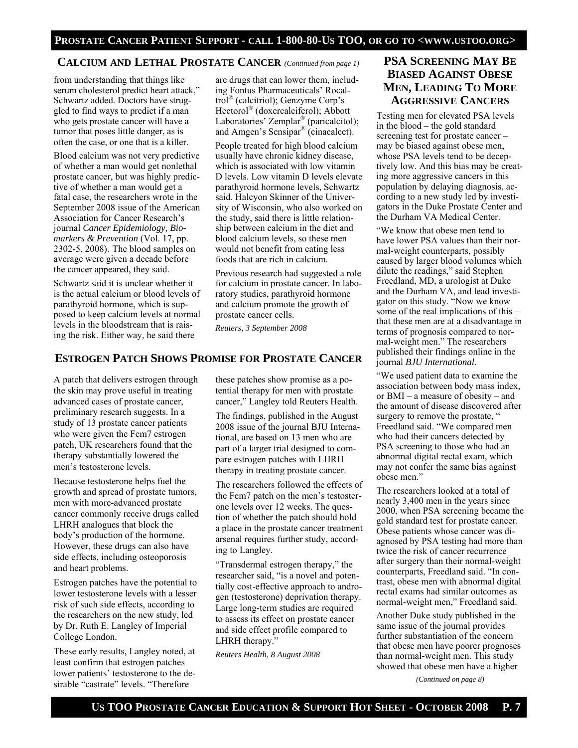## Calcium and Lethal Prostate Cancer *(Continued from page 1)*

from understanding that things like serum cholesterol predict heart attack," Schwartz added. Doctors have struggled to find ways to predict if a man who gets prostate cancer will have a tumor that poses little danger, as is often the case, or one that is a killer.

Blood calcium was not very predictive of whether a man would get nonlethal prostate cancer, but was highly predictive of whether a man would get a fatal case, the researchers wrote in the September 2008 issue of the American Association for Cancer Research's journal *Cancer Epidemiology, Biomarkers & Prevention* (Vol. 17, pp. 2302-5, 2008). The blood samples on average were given a decade before the cancer appeared, they said.

Schwartz said it is unclear whether it is the actual calcium or blood levels of parathyroid hormone, which is supposed to keep calcium levels at normal levels in the bloodstream that is raising the risk. Either way, he said there are drugs that can lower them, including Fontus Pharmaceuticals' Rocaltrol® (calcitriol); Genzyme Corp's Hectorol® (doxercalciferol); Abbott Laboratories' Zemplar® (paricalcitol); and Amgen's Sensipar® (cinacalcet).

People treated for high blood calcium usually have chronic kidney disease, which is associated with low vitamin D levels. Low vitamin D levels elevate parathyroid hormone levels, Schwartz said. Halcyon Skinner of the University of Wisconsin, who also worked on the study, said there is little relationship between calcium in the diet and blood calcium levels, so these men would not benefit from eating less foods that are rich in calcium.

Previous research had suggested a role for calcium in prostate cancer. In laboratory studies, parathyroid hormone and calcium promote the growth of prostate cancer cells.

*Reuters, 3 September 2008*

## Estrogen Patch Shows Promise for Prostate Cancer

A patch that delivers estrogen through the skin may prove useful in treating advanced cases of prostate cancer, preliminary research suggests. In a study of 13 prostate cancer patients who were given the Fem7 estrogen patch, UK researchers found that the therapy substantially lowered the men's testosterone levels.

Because testosterone helps fuel the growth and spread of prostate tumors, men with more-advanced prostate cancer commonly receive drugs called LHRH analogues that block the body's production of the hormone. However, these drugs can also have side effects, including osteoporosis and heart problems.

Estrogen patches have the potential to lower testosterone levels with a lesser risk of such side effects, according to the researchers on the new study, led by Dr. Ruth E. Langley of Imperial College London.

These early results, Langley noted, at least confirm that estrogen patches lower patients' testosterone to the desirable "castrate" levels. "Therefore these patches show promise as a potential therapy for men with prostate cancer," Langley told Reuters Health.

The findings, published in the August 2008 issue of the journal BJU International, are based on 13 men who are part of a larger trial designed to compare estrogen patches with LHRH therapy in treating prostate cancer.

The researchers followed the effects of the Fem7 patch on the men's testosterone levels over 12 weeks. The question of whether the patch should hold a place in the prostate cancer treatment arsenal requires further study, according to Langley.

"Transdermal estrogen therapy," the researcher said, "is a novel and potentially cost-effective approach to androgen (testosterone) deprivation therapy. Large long-term studies are required to assess its effect on prostate cancer and side effect profile compared to LHRH therapy."

*Reuters Health, 8 August 2008*

## PSA Screening May Be Biased Against Obese Men, Leading To More Aggressive Cancers

Testing men for elevated PSA levels in the blood – the gold standard screening test for prostate cancer – may be biased against obese men, whose PSA levels tend to be deceptively low. And this bias may be creating more aggressive cancers in this population by delaying diagnosis, according to a new study led by investigators in the Duke Prostate Center and the Durham VA Medical Center.

"We know that obese men tend to have lower PSA values than their normal-weight counterparts, possibly caused by larger blood volumes which dilute the readings," said Stephen Freedland, MD, a urologist at Duke and the Durham VA, and lead investigator on this study. "Now we know some of the real implications of this – that these men are at a disadvantage in terms of prognosis compared to normal-weight men." The researchers published their findings online in the journal *BJU International*.

"We used patient data to examine the association between body mass index, or BMI – a measure of obesity – and the amount of disease discovered after surgery to remove the prostate, " Freedland said. "We compared men who had their cancers detected by PSA screening to those who had an abnormal digital rectal exam, which may not confer the same bias against obese men."

The researchers looked at a total of nearly 3,400 men in the years since 2000, when PSA screening became the gold standard test for prostate cancer. Obese patients whose cancer was diagnosed by PSA testing had more than twice the risk of cancer recurrence after surgery than their normal-weight counterparts, Freedland said. "In contrast, obese men with abnormal digital rectal exams had similar outcomes as normal-weight men," Freedland said.

Another Duke study published in the same issue of the journal provides further substantiation of the concern that obese men have poorer prognoses than normal-weight men. This study showed that obese men have a higher

*(Continued on page 8)*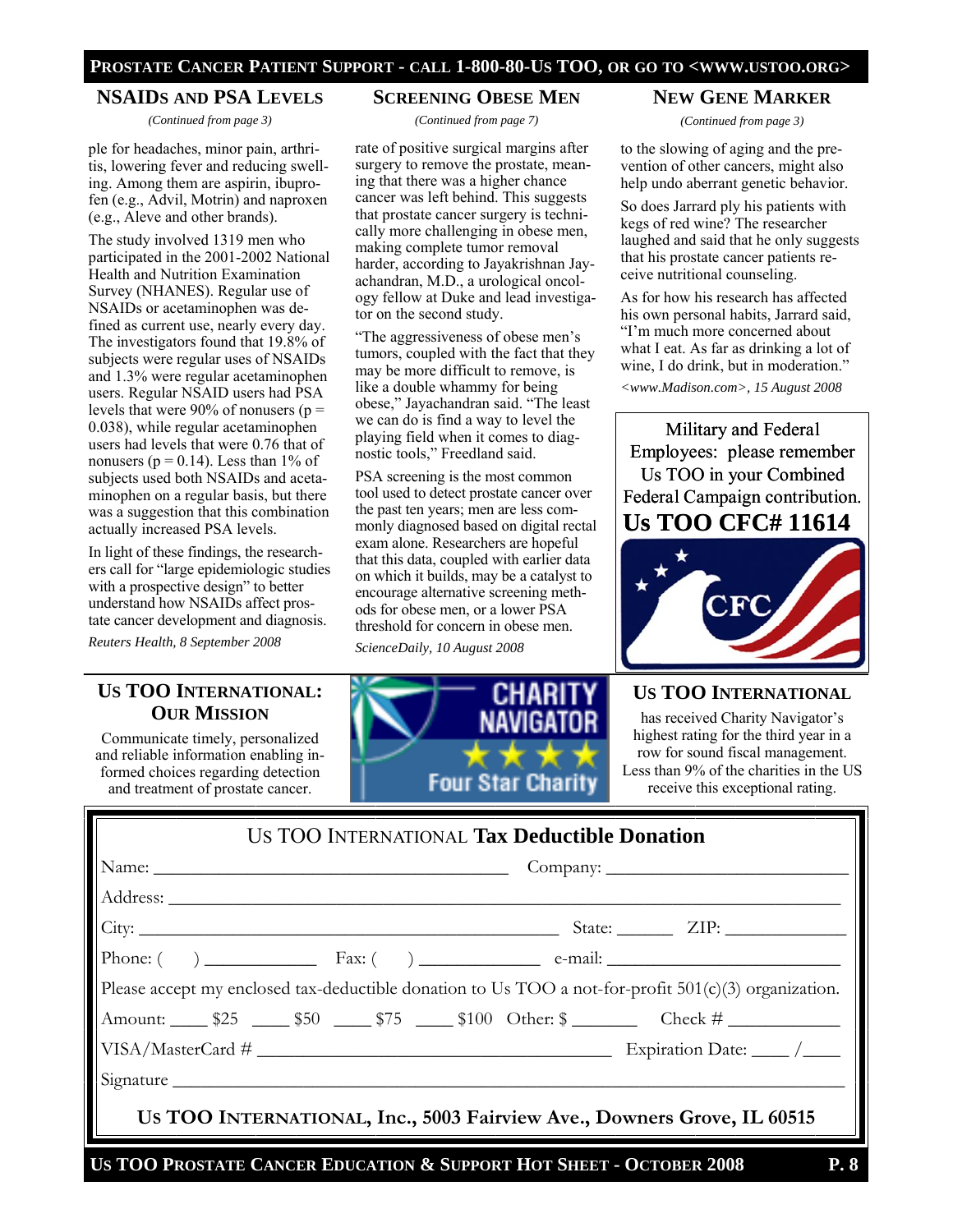## NSAIDs and PSA Levels

*(Continued from page 3)*

ple for headaches, minor pain, arthritis, lowering fever and reducing swelling. Among them are aspirin, ibuprofen (e.g., Advil, Motrin) and naproxen (e.g., Aleve and other brands).

The study involved 1319 men who participated in the 2001-2002 National Health and Nutrition Examination Survey (NHANES). Regular use of NSAIDs or acetaminophen was defined as current use, nearly every day. The investigators found that 19.8% of subjects were regular uses of NSAIDs and 1.3% were regular acetaminophen users. Regular NSAID users had PSA levels that were 90% of nonusers ($p = 0.038$), while regular acetaminophen users had levels that were 0.76 that of nonusers ($p = 0.14$). Less than 1% of subjects used both NSAIDs and acetaminophen on a regular basis, but there was a suggestion that this combination actually increased PSA levels.

In light of these findings, the researchers call for "large epidemiologic studies with a prospective design" to better understand how NSAIDs affect prostate cancer development and diagnosis.

*Reuters Health, 8 September 2008*

## Screening Obese Men

*(Continued from page 7)*

rate of positive surgical margins after surgery to remove the prostate, meaning that there was a higher chance cancer was left behind. This suggests that prostate cancer surgery is technically more challenging in obese men, making complete tumor removal harder, according to Jayakrishnan Jayachandran, M.D., a urological oncology fellow at Duke and lead investigator on the second study.

"The aggressiveness of obese men's tumors, coupled with the fact that they may be more difficult to remove, is like a double whammy for being obese," Jayachandran said. "The least we can do is find a way to level the playing field when it comes to diagnostic tools," Freedland said.

PSA screening is the most common tool used to detect prostate cancer over the past ten years; men are less commonly diagnosed based on digital rectal exam alone. Researchers are hopeful that this data, coupled with earlier data on which it builds, may be a catalyst to encourage alternative screening methods for obese men, or a lower PSA threshold for concern in obese men.

*ScienceDaily, 10 August 2008*

## New Gene Marker

*(Continued from page 3)*

to the slowing of aging and the prevention of other cancers, might also help undo aberrant genetic behavior.

So does Jarrard ply his patients with kegs of red wine? The researcher laughed and said that he only suggests that his prostate cancer patients receive nutritional counseling.

As for how his research has affected his own personal habits, Jarrard said, "I'm much more concerned about what I eat. As far as drinking a lot of wine, I do drink, but in moderation."

*<www.Madison.com>, 15 August 2008*

Military and Federal Employees: please remember Us TOO in your Combined Federal Campaign contribution.

**Us TOO CFC# 11614**

## Us TOO International: Our Mission

Communicate timely, personalized and reliable information enabling informed choices regarding detection and treatment of prostate cancer.

CHARITY NAVIGATOR ★★★★ Four Star Charity

## Us TOO International

has received Charity Navigator's highest rating for the third year in a row for sound fiscal management. Less than 9% of the charities in the US receive this exceptional rating.

## Us TOO International **Tax Deductible Donation**

Name: ____________________ Company: ____________________

Address: ____________________

City: ____________________ State: ______ ZIP: ____________

Phone: (   ) ____________ Fax: (   ) ____________ e-mail: ____________________

Please accept my enclosed tax-deductible donation to Us TOO a not-for-profit 501(c)(3) organization.

Amount: ____ $25 ____ $50 ____ $75 ____ $100 Other: $ _______ Check # ____________

VISA/MasterCard # ____________________ Expiration Date: ____ /____

Signature ____________________

**Us TOO International, Inc., 5003 Fairview Ave., Downers Grove, IL 60515**